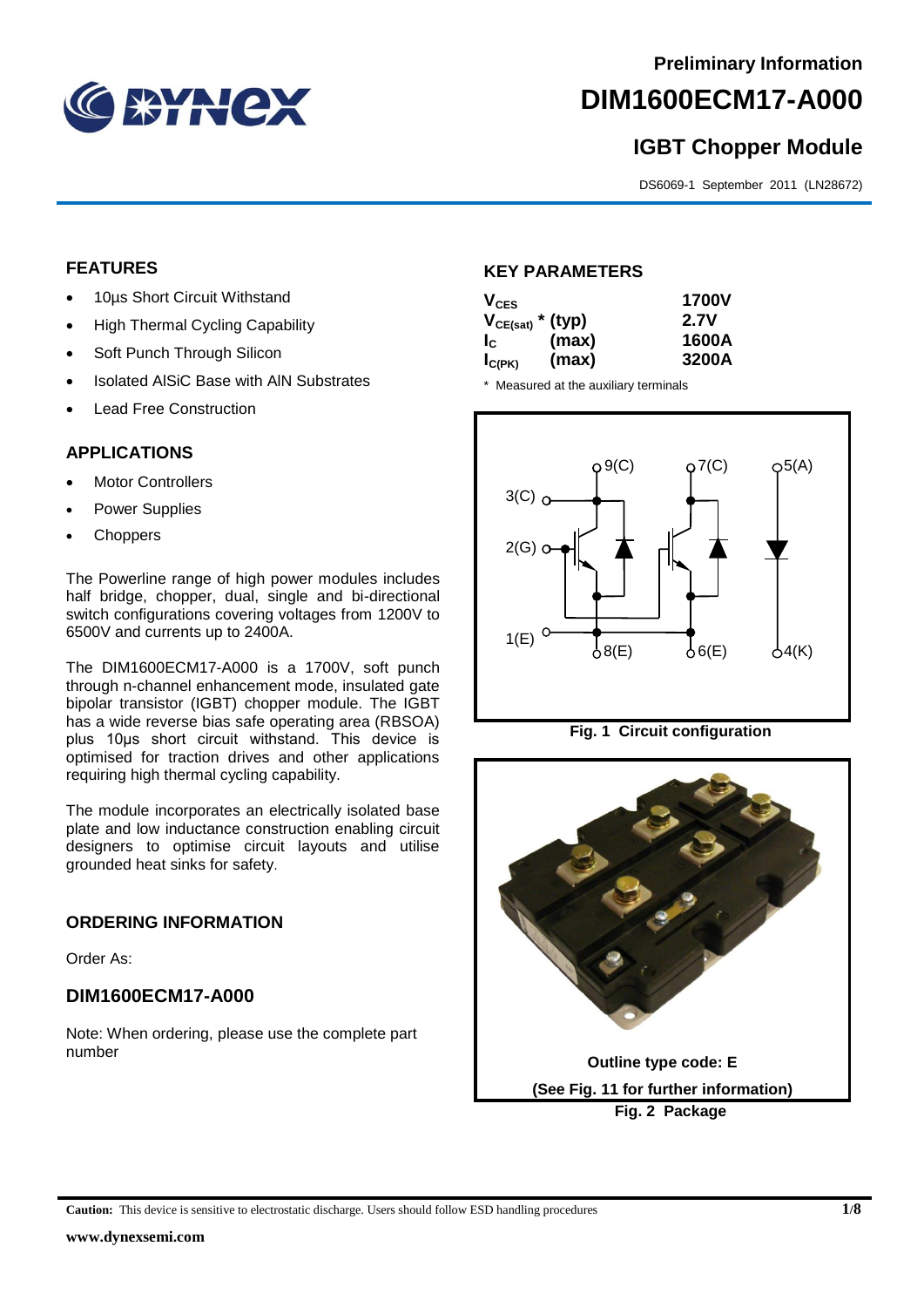Preliminary Information

# DIM1600ECM17-A000

## IGBT Chopper Module

DS6069-1 September 2011 (LN28672)

### FEATURES

- 10µs Short Circuit Withstand
- High Thermal Cycling Capability
- Soft Punch Through Silicon
- Isolated AlSiC Base with AlN Substrates
- Lead Free Construction

### APPLICATIONS

- Motor Controllers
- Power Supplies
- Choppers

The Powerline range of high power modules includes half bridge, chopper, dual, single and bi-directional switch configurations covering voltages from 1200V to 6500V and currents up to 2400A.

The DIM1600ECM17-A000 is a 1700V, soft punch through n-channel enhancement mode, insulated gate bipolar transistor (IGBT) chopper module. The IGBT has a wide reverse bias safe operating area (RBSOA) plus 10µs short circuit withstand. This device is optimised for traction drives and other applications requiring high thermal cycling capability.

The module incorporates an electrically isolated base plate and low inductance construction enabling circuit designers to optimise circuit layouts and utilise grounded heat sinks for safety.

### ORDERING INFORMATION

Order As:

### DIM1600ECM17-A000

Note: When ordering, please use the complete part number

### KEY PARAMETERS

| | | |
|---|---|---|
| $V_{CES}$ | | 1700V |
| $V_{CE(sat)}$ * | (typ) | 2.7V |
| $I_C$ | (max) | 1600A |
| $I_{C(PK)}$ | (max) | 3200A |

\* Measured at the auxiliary terminals

Fig. 1 Circuit configuration

Outline type code: E

(See Fig. 11 for further information)

Fig. 2 Package

**Caution:** This device is sensitive to electrostatic discharge. Users should follow ESD handling procedures

www.dynexsemi.com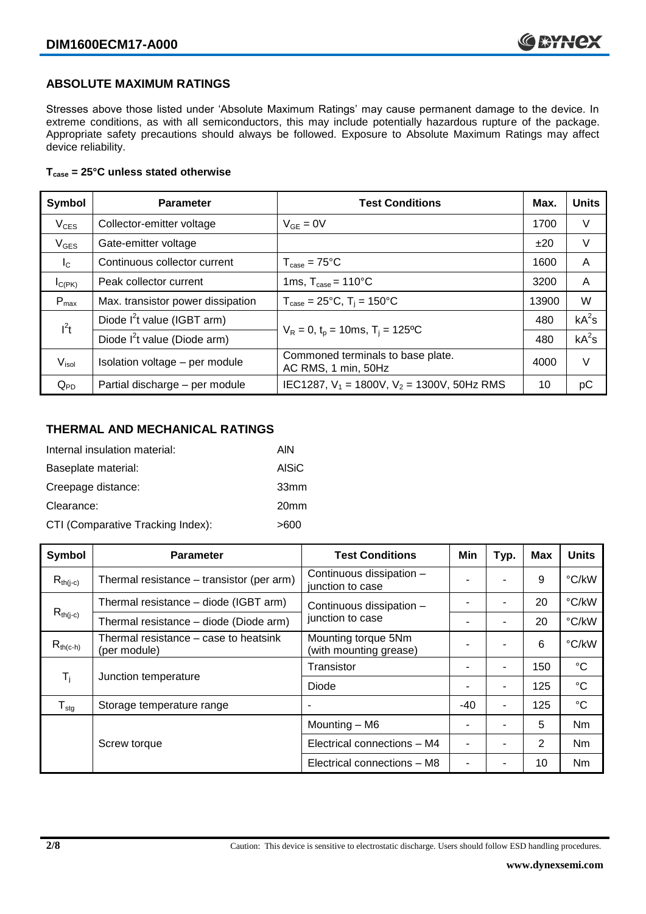## ABSOLUTE MAXIMUM RATINGS

Stresses above those listed under 'Absolute Maximum Ratings' may cause permanent damage to the device. In extreme conditions, as with all semiconductors, this may include potentially hazardous rupture of the package. Appropriate safety precautions should always be followed. Exposure to Absolute Maximum Ratings may affect device reliability.

**$T_{case}$ = 25°C unless stated otherwise**

| Symbol | Parameter | Test Conditions | Max. | Units |
|---|---|---|---|---|
| $V_{CES}$ | Collector-emitter voltage | $V_{GE}$ = 0V | 1700 | V |
| $V_{GES}$ | Gate-emitter voltage | | ±20 | V |
| $I_C$ | Continuous collector current | $T_{case}$ = 75°C | 1600 | A |
| $I_{C(PK)}$ | Peak collector current | 1ms, $T_{case}$ = 110°C | 3200 | A |
| $P_{max}$ | Max. transistor power dissipation | $T_{case}$ = 25°C, $T_j$ = 150°C | 13900 | W |
| $I^2t$ | Diode $I^2t$ value (IGBT arm) | $V_R$ = 0, $t_p$ = 10ms, $T_j$ = 125ºC | 480 | $kA^2s$ |
| | Diode $I^2t$ value (Diode arm) | | 480 | $kA^2s$ |
| $V_{isol}$ | Isolation voltage – per module | Commoned terminals to base plate. AC RMS, 1 min, 50Hz | 4000 | V |
| $Q_{PD}$ | Partial discharge – per module | IEC1287, $V_1$ = 1800V, $V_2$ = 1300V, 50Hz RMS | 10 | pC |

## THERMAL AND MECHANICAL RATINGS

Internal insulation material: AlN

Baseplate material: AlSiC

Creepage distance: 33mm

Clearance: 20mm

CTI (Comparative Tracking Index): >600

| Symbol | Parameter | Test Conditions | Min | Typ. | Max | Units |
|---|---|---|---|---|---|---|
| $R_{th(j-c)}$ | Thermal resistance – transistor (per arm) | Continuous dissipation – junction to case | - | - | 9 | °C/kW |
| $R_{th(j-c)}$ | Thermal resistance – diode (IGBT arm) | Continuous dissipation – junction to case | - | - | 20 | °C/kW |
| | Thermal resistance – diode (Diode arm) | | - | - | 20 | °C/kW |
| $R_{th(c-h)}$ | Thermal resistance – case to heatsink (per module) | Mounting torque 5Nm (with mounting grease) | - | - | 6 | °C/kW |
| $T_j$ | Junction temperature | Transistor | - | - | 150 | °C |
| | | Diode | - | - | 125 | °C |
| $T_{stg}$ | Storage temperature range | - | -40 | - | 125 | °C |
| | Screw torque | Mounting – M6 | - | - | 5 | Nm |
| | | Electrical connections – M4 | - | - | 2 | Nm |
| | | Electrical connections – M8 | - | - | 10 | Nm |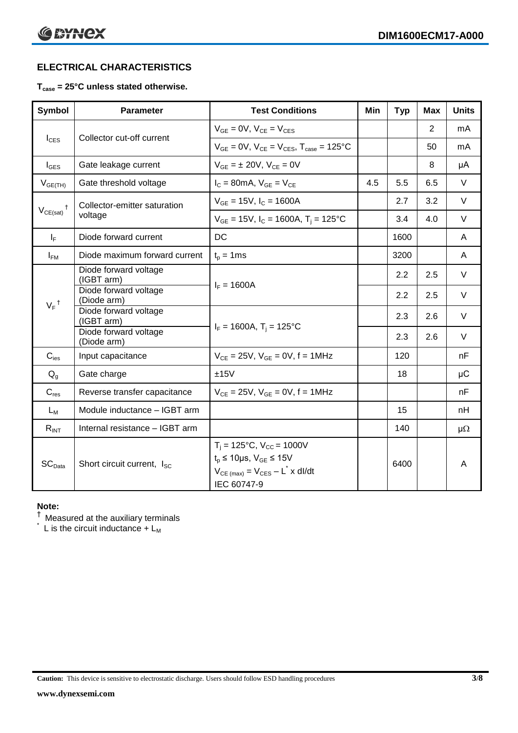## ELECTRICAL CHARACTERISTICS

**$T_{case}$ = 25°C unless stated otherwise.**

| Symbol | Parameter | Test Conditions | Min | Typ | Max | Units |
|---|---|---|---|---|---|---|
| $I_{CES}$ | Collector cut-off current | $V_{GE}$ = 0V, $V_{CE}$ = $V_{CES}$ | | | 2 | mA |
| | | $V_{GE}$ = 0V, $V_{CE}$ = $V_{CES}$, $T_{case}$ = 125°C | | | 50 | mA |
| $I_{GES}$ | Gate leakage current | $V_{GE}$ = ± 20V, $V_{CE}$ = 0V | | | 8 | μA |
| $V_{GE(TH)}$ | Gate threshold voltage | $I_C$ = 80mA, $V_{GE}$ = $V_{CE}$ | 4.5 | 5.5 | 6.5 | V |
| $V_{CE(sat)}$ † | Collector-emitter saturation voltage | $V_{GE}$ = 15V, $I_C$ = 1600A | | 2.7 | 3.2 | V |
| | | $V_{GE}$ = 15V, $I_C$ = 1600A, $T_j$ = 125°C | | 3.4 | 4.0 | V |
| $I_F$ | Diode forward current | DC | | 1600 | | A |
| $I_{FM}$ | Diode maximum forward current | $t_p$ = 1ms | | 3200 | | A |
| $V_F$ † | Diode forward voltage (IGBT arm) | $I_F$ = 1600A | | 2.2 | 2.5 | V |
| | Diode forward voltage (Diode arm) | | | 2.2 | 2.5 | V |
| | Diode forward voltage (IGBT arm) | $I_F$ = 1600A, $T_j$ = 125°C | | 2.3 | 2.6 | V |
| | Diode forward voltage (Diode arm) | | | 2.3 | 2.6 | V |
| $C_{ies}$ | Input capacitance | $V_{CE}$ = 25V, $V_{GE}$ = 0V, f = 1MHz | | 120 | | nF |
| $Q_g$ | Gate charge | ±15V | | 18 | | μC |
| $C_{res}$ | Reverse transfer capacitance | $V_{CE}$ = 25V, $V_{GE}$ = 0V, f = 1MHz | | | | nF |
| $L_M$ | Module inductance – IGBT arm | | | 15 | | nH |
| $R_{INT}$ | Internal resistance – IGBT arm | | | 140 | | μΩ |
| $SC_{Data}$ | Short circuit current, $I_{SC}$ | $T_j$ = 125°C, $V_{CC}$ = 1000V<br>$t_p$ ≤ 10μs, $V_{GE}$ ≤ 15V<br>$V_{CE(max)}$ = $V_{CES}$ – $L^*$ x dI/dt<br>IEC 60747-9 | | 6400 | | A |

**Note:**

† Measured at the auxiliary terminals

\* L is the circuit inductance + $L_M$

**Caution:** This device is sensitive to electrostatic discharge. Users should follow ESD handling procedures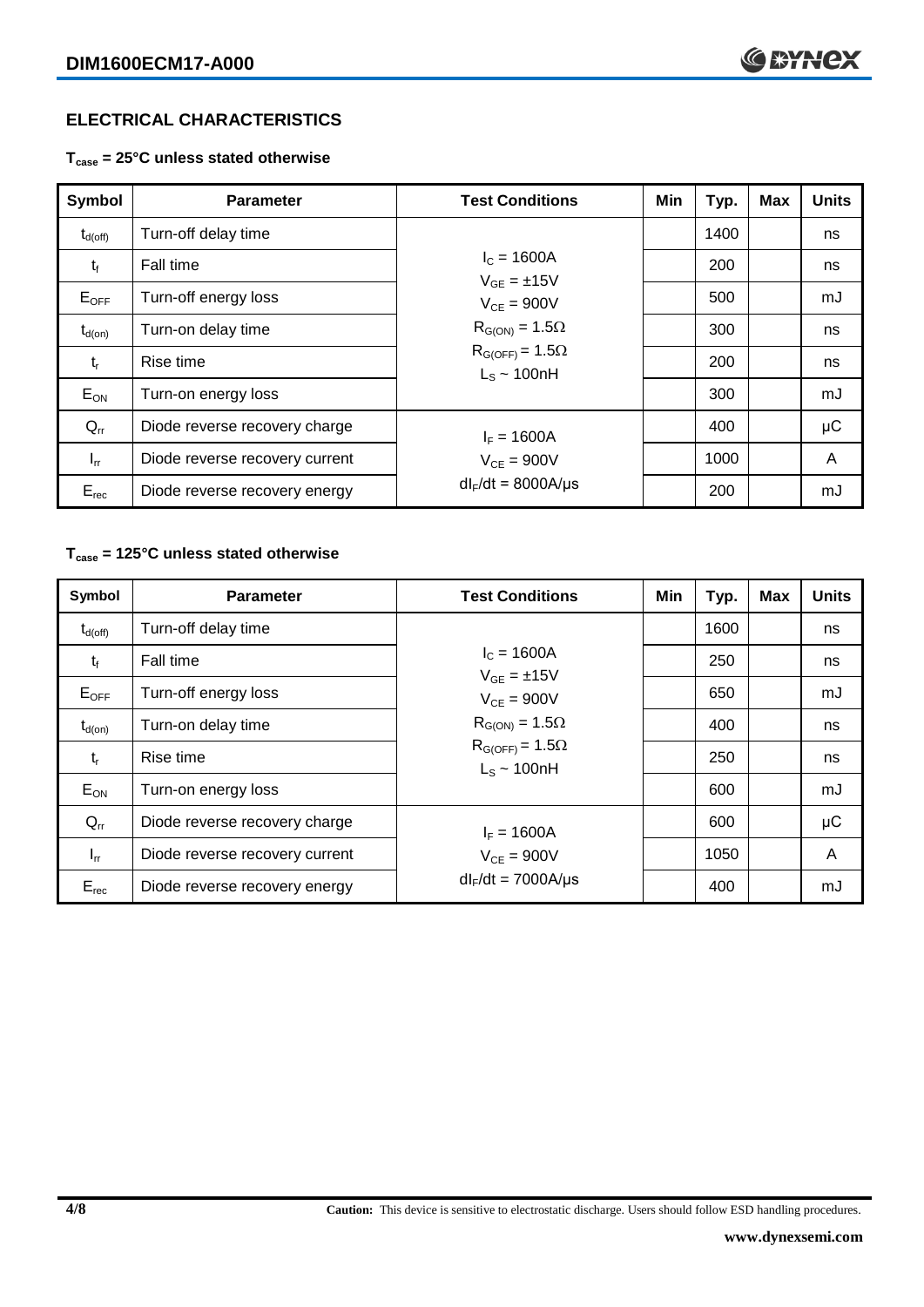## ELECTRICAL CHARACTERISTICS

**$T_{case}$ = 25°C unless stated otherwise**

| Symbol | Parameter | Test Conditions | Min | Typ. | Max | Units |
|---|---|---|---|---|---|---|
| $t_{d(off)}$ | Turn-off delay time | $I_C$ = 1600A<br>$V_{GE}$ = ±15V<br>$V_{CE}$ = 900V<br>$R_{G(ON)}$ = 1.5Ω<br>$R_{G(OFF)}$ = 1.5Ω<br>$L_S$ ~ 100nH | | 1400 | | ns |
| $t_f$ | Fall time | | | 200 | | ns |
| $E_{OFF}$ | Turn-off energy loss | | | 500 | | mJ |
| $t_{d(on)}$ | Turn-on delay time | | | 300 | | ns |
| $t_r$ | Rise time | | | 200 | | ns |
| $E_{ON}$ | Turn-on energy loss | | | 300 | | mJ |
| $Q_{rr}$ | Diode reverse recovery charge | $I_F$ = 1600A<br>$V_{CE}$ = 900V<br>$dI_F/dt$ = 8000A/μs | | 400 | | μC |
| $I_{rr}$ | Diode reverse recovery current | | | 1000 | | A |
| $E_{rec}$ | Diode reverse recovery energy | | | 200 | | mJ |

**$T_{case}$ = 125°C unless stated otherwise**

| Symbol | Parameter | Test Conditions | Min | Typ. | Max | Units |
|---|---|---|---|---|---|---|
| $t_{d(off)}$ | Turn-off delay time | $I_C$ = 1600A<br>$V_{GE}$ = ±15V<br>$V_{CE}$ = 900V<br>$R_{G(ON)}$ = 1.5Ω<br>$R_{G(OFF)}$ = 1.5Ω<br>$L_S$ ~ 100nH | | 1600 | | ns |
| $t_f$ | Fall time | | | 250 | | ns |
| $E_{OFF}$ | Turn-off energy loss | | | 650 | | mJ |
| $t_{d(on)}$ | Turn-on delay time | | | 400 | | ns |
| $t_r$ | Rise time | | | 250 | | ns |
| $E_{ON}$ | Turn-on energy loss | | | 600 | | mJ |
| $Q_{rr}$ | Diode reverse recovery charge | $I_F$ = 1600A<br>$V_{CE}$ = 900V<br>$dI_F/dt$ = 7000A/μs | | 600 | | μC |
| $I_{rr}$ | Diode reverse recovery current | | | 1050 | | A |
| $E_{rec}$ | Diode reverse recovery energy | | | 400 | | mJ |

**Caution:** This device is sensitive to electrostatic discharge. Users should follow ESD handling procedures.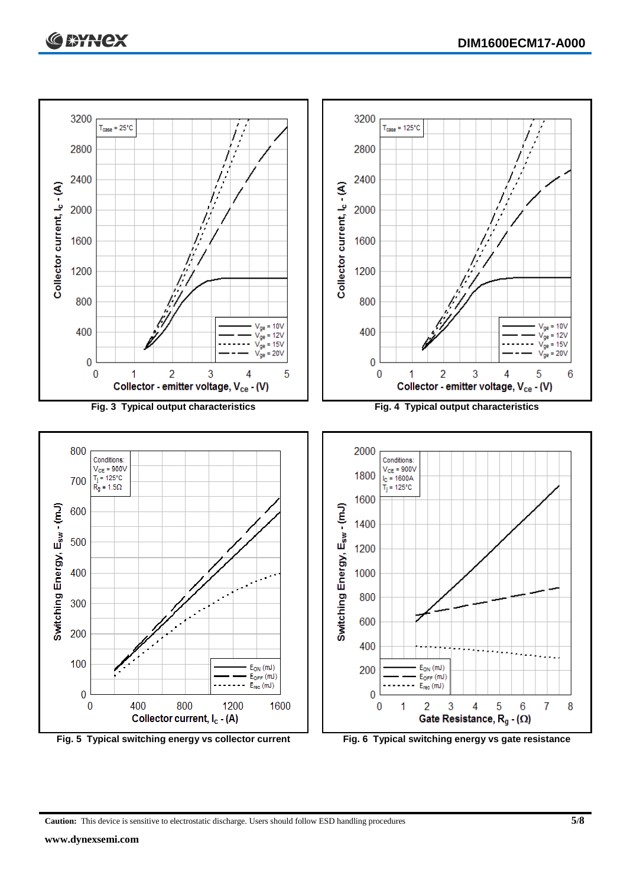Fig. 3 Typical output characteristics

Fig. 4 Typical output characteristics

Fig. 5 Typical switching energy vs collector current

Fig. 6 Typical switching energy vs gate resistance

**Caution:** This device is sensitive to electrostatic discharge. Users should follow ESD handling procedures

**www.dynexsemi.com**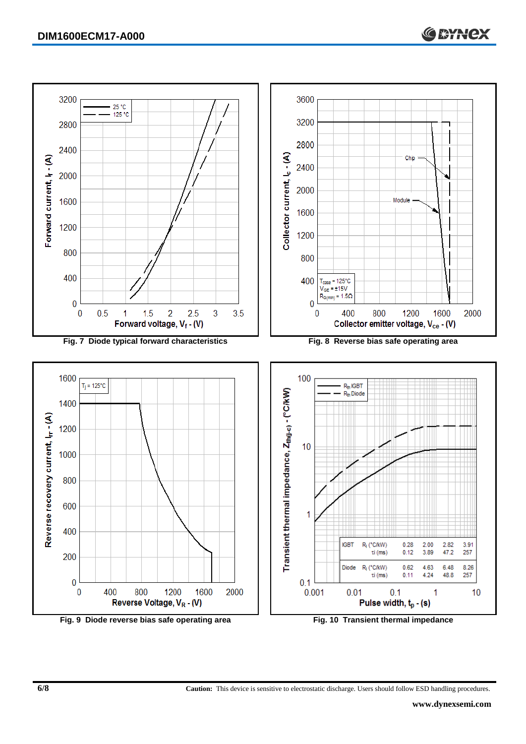Fig. 7 Diode typical forward characteristics

Fig. 8 Reverse bias safe operating area

Fig. 9 Diode reverse bias safe operating area

| | | 1 | 2 | 3 | 4 |
|---|---|---|---|---|---|
| IGBT | $R_i$ (°C/kW) | 0.28 | 2.00 | 2.82 | 3.91 |
| | $\tau_i$ (ms) | 0.12 | 3.89 | 47.2 | 257 |
| Diode | $R_i$ (°C/kW) | 0.62 | 4.63 | 6.48 | 8.26 |
| | $\tau_i$ (ms) | 0.11 | 4.24 | 48.8 | 257 |

Fig. 10 Transient thermal impedance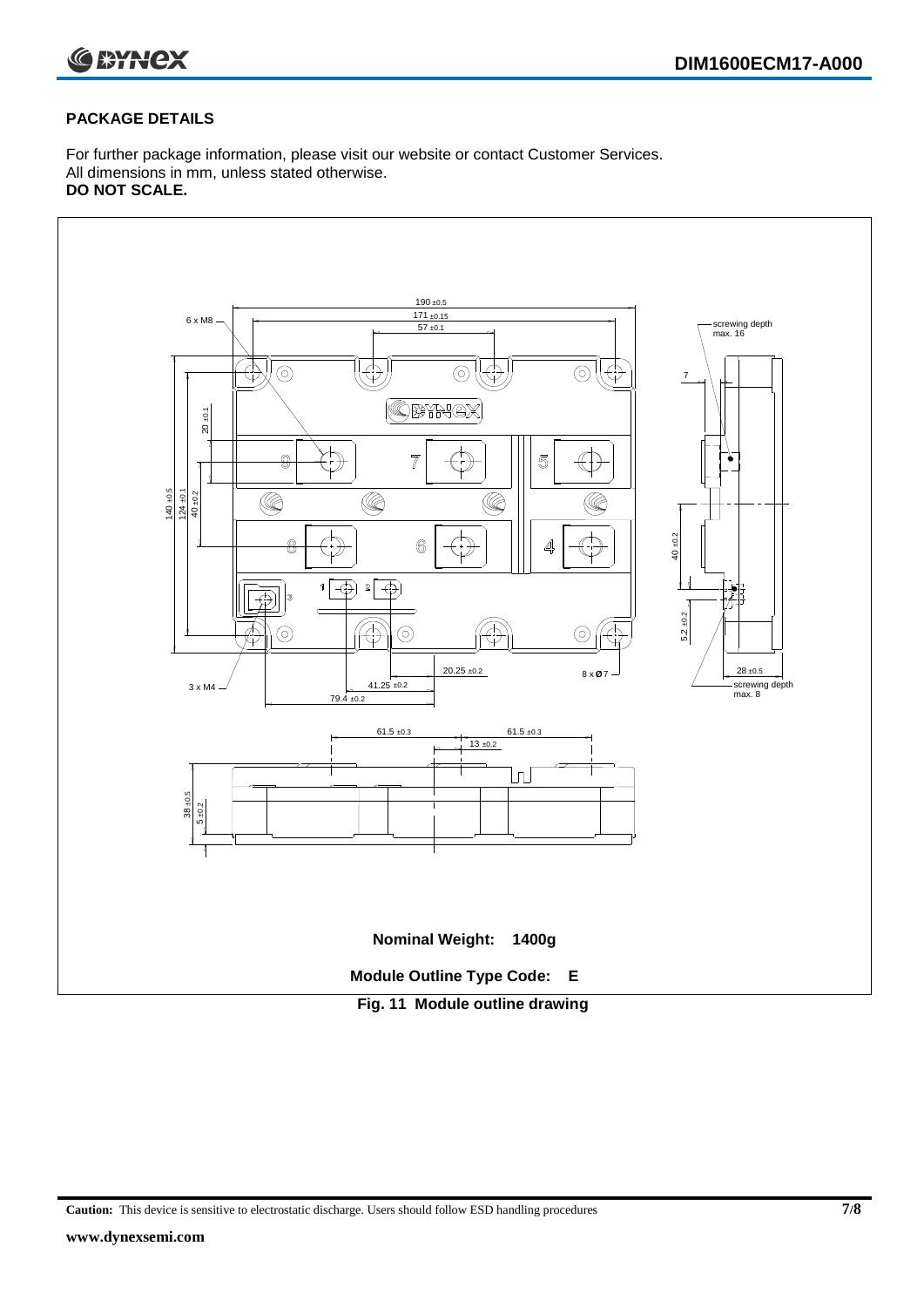## PACKAGE DETAILS

For further package information, please visit our website or contact Customer Services.
All dimensions in mm, unless stated otherwise.
**DO NOT SCALE.**

**Nominal Weight: 1400g**

**Module Outline Type Code: E**

**Fig. 11 Module outline drawing**

**Caution:** This device is sensitive to electrostatic discharge. Users should follow ESD handling procedures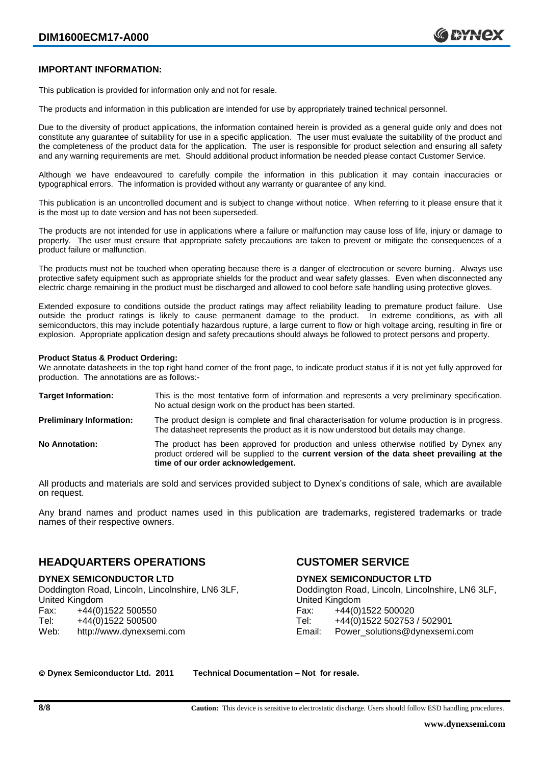**IMPORTANT INFORMATION:**

This publication is provided for information only and not for resale.

The products and information in this publication are intended for use by appropriately trained technical personnel.

Due to the diversity of product applications, the information contained herein is provided as a general guide only and does not constitute any guarantee of suitability for use in a specific application. The user must evaluate the suitability of the product and the completeness of the product data for the application. The user is responsible for product selection and ensuring all safety and any warning requirements are met. Should additional product information be needed please contact Customer Service.

Although we have endeavoured to carefully compile the information in this publication it may contain inaccuracies or typographical errors. The information is provided without any warranty or guarantee of any kind.

This publication is an uncontrolled document and is subject to change without notice. When referring to it please ensure that it is the most up to date version and has not been superseded.

The products are not intended for use in applications where a failure or malfunction may cause loss of life, injury or damage to property. The user must ensure that appropriate safety precautions are taken to prevent or mitigate the consequences of a product failure or malfunction.

The products must not be touched when operating because there is a danger of electrocution or severe burning. Always use protective safety equipment such as appropriate shields for the product and wear safety glasses. Even when disconnected any electric charge remaining in the product must be discharged and allowed to cool before safe handling using protective gloves.

Extended exposure to conditions outside the product ratings may affect reliability leading to premature product failure. Use outside the product ratings is likely to cause permanent damage to the product. In extreme conditions, as with all semiconductors, this may include potentially hazardous rupture, a large current to flow or high voltage arcing, resulting in fire or explosion. Appropriate application design and safety precautions should always be followed to protect persons and property.

**Product Status & Product Ordering:**
We annotate datasheets in the top right hand corner of the front page, to indicate product status if it is not yet fully approved for production. The annotations are as follows:-

| | |
|---|---|
| **Target Information:** | This is the most tentative form of information and represents a very preliminary specification. No actual design work on the product has been started. |
| **Preliminary Information:** | The product design is complete and final characterisation for volume production is in progress. The datasheet represents the product as it is now understood but details may change. |
| **No Annotation:** | The product has been approved for production and unless otherwise notified by Dynex any product ordered will be supplied to the **current version of the data sheet prevailing at the time of our order acknowledgement.** |

All products and materials are sold and services provided subject to Dynex's conditions of sale, which are available on request.

Any brand names and product names used in this publication are trademarks, registered trademarks or trade names of their respective owners.

## HEADQUARTERS OPERATIONS

**DYNEX SEMICONDUCTOR LTD**
Doddington Road, Lincoln, Lincolnshire, LN6 3LF,
United Kingdom
Fax: +44(0)1522 500550
Tel: +44(0)1522 500500
Web: http://www.dynexsemi.com

## CUSTOMER SERVICE

**DYNEX SEMICONDUCTOR LTD**
Doddington Road, Lincoln, Lincolnshire, LN6 3LF,
United Kingdom
Fax: +44(0)1522 500020
Tel: +44(0)1522 502753 / 502901
Email: Power_solutions@dynexsemi.com

**© Dynex Semiconductor Ltd. 2011 Technical Documentation – Not for resale.**

**Caution:** This device is sensitive to electrostatic discharge. Users should follow ESD handling procedures.